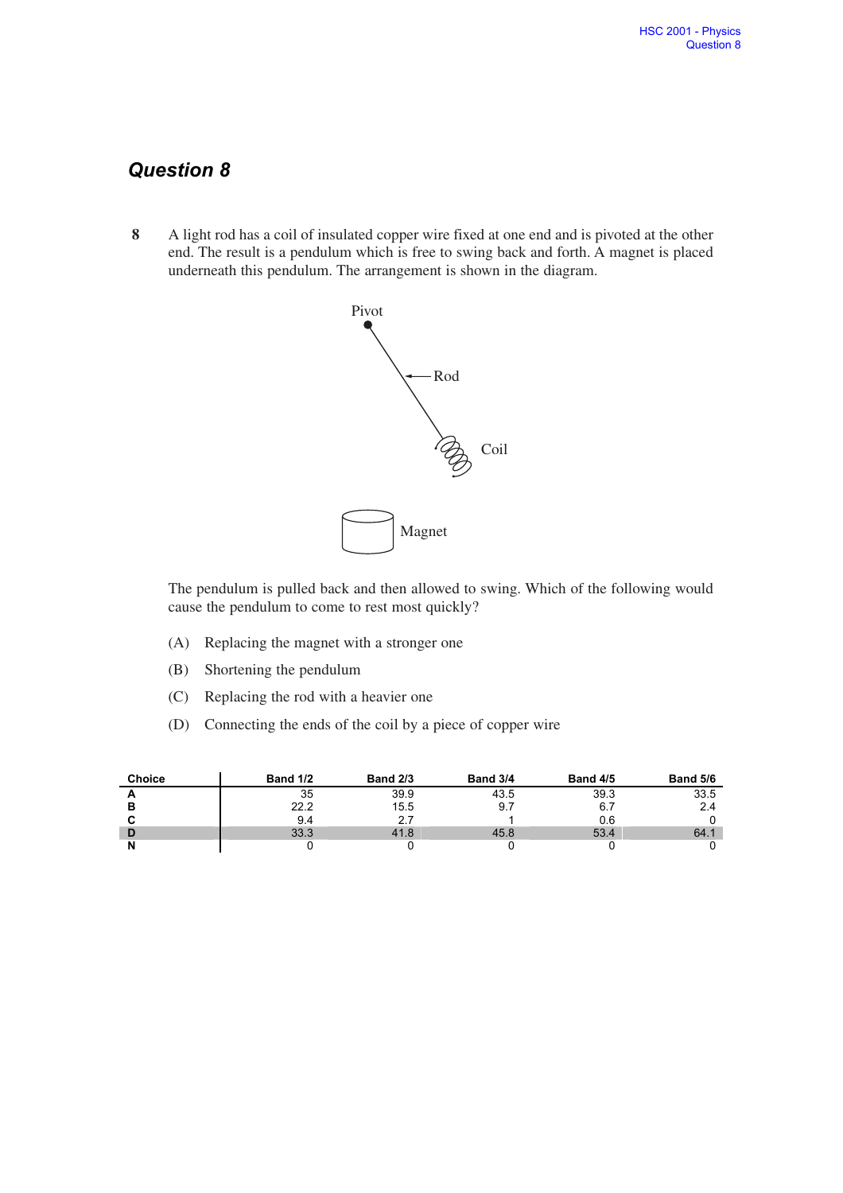## Question 8

**8** A light rod has a coil of insulated copper wire fixed at one end and is pivoted at the other end. The result is a pendulum which is free to swing back and forth. A magnet is placed underneath this pendulum. The arrangement is shown in the diagram.

Pivot

Rod

Coil

Magnet

The pendulum is pulled back and then allowed to swing. Which of the following would cause the pendulum to come to rest most quickly?

(A) Replacing the magnet with a stronger one

(B) Shortening the pendulum

(C) Replacing the rod with a heavier one

(D) Connecting the ends of the coil by a piece of copper wire

| Choice | Band 1/2 | Band 2/3 | Band 3/4 | Band 4/5 | Band 5/6 |
|---|---|---|---|---|---|
| A | 35 | 39.9 | 43.5 | 39.3 | 33.5 |
| B | 22.2 | 15.5 | 9.7 | 6.7 | 2.4 |
| C | 9.4 | 2.7 | 1 | 0.6 | 0 |
| **D** | **33.3** | **41.8** | **45.8** | **53.4** | **64.1** |
| N | 0 | 0 | 0 | 0 | 0 |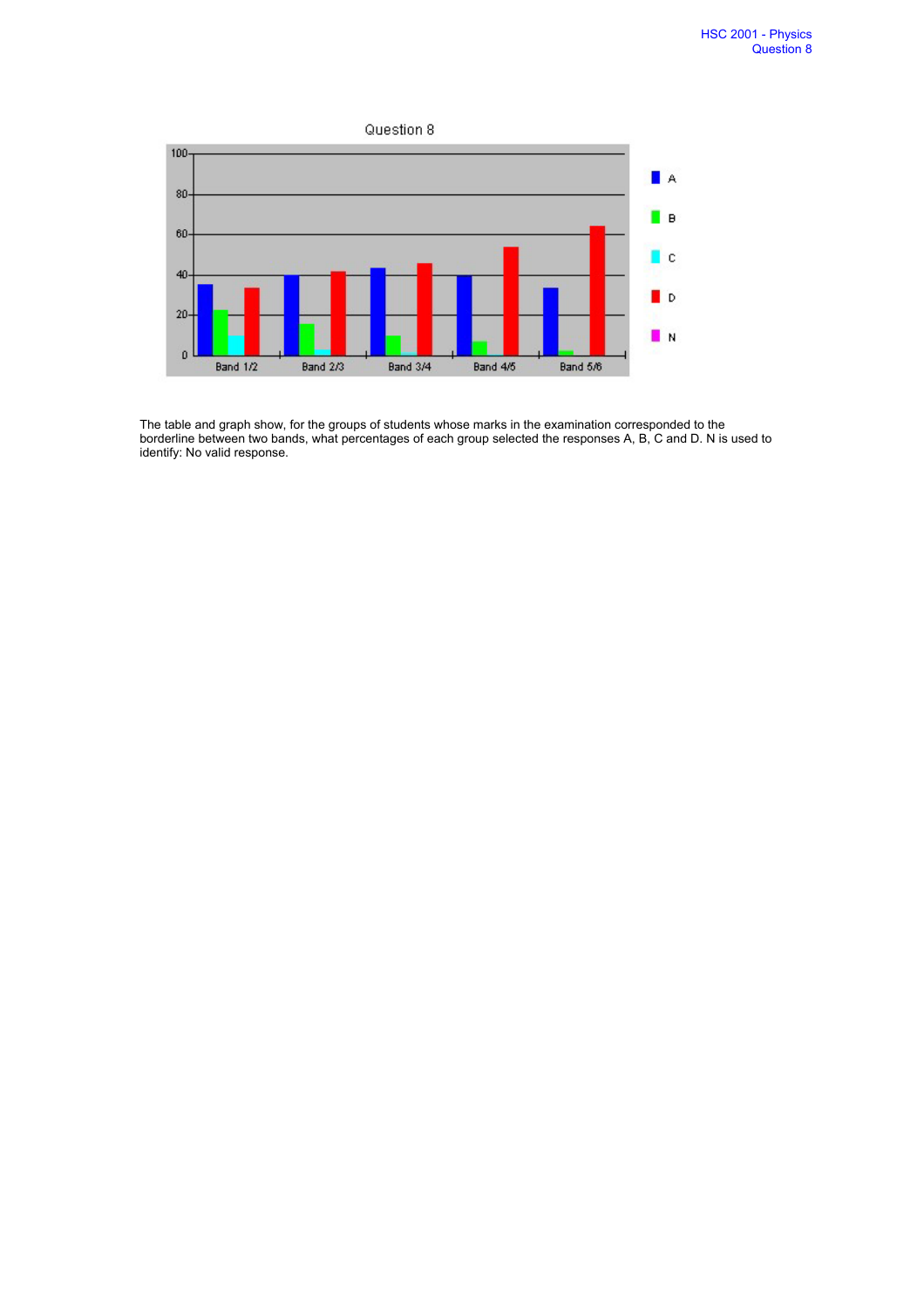Question 8

100
80
60
40
20
0

Band 1/2
Band 2/3
Band 3/4
Band 4/5
Band 5/6

A
B
C
D
N

The table and graph show, for the groups of students whose marks in the examination corresponded to the borderline between two bands, what percentages of each group selected the responses A, B, C and D. N is used to identify: No valid response.